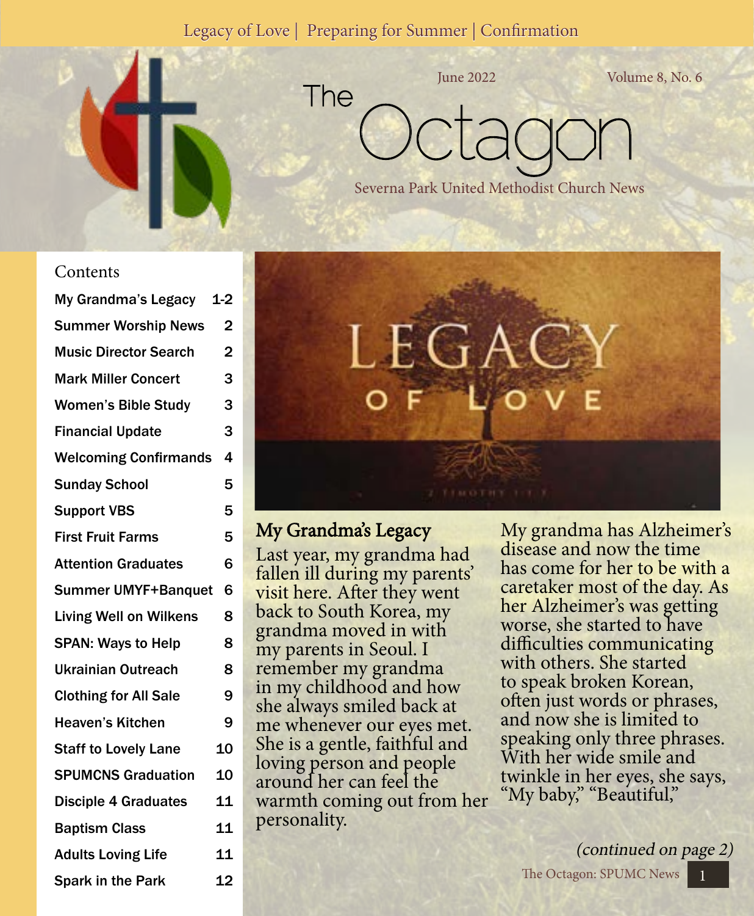Legacy of Love | Preparing for Summer | Confirmation

June 2022 Volume 8, No. 6

# The Octagon

Severna Park United Methodist Church News

## Contents

| | |
|---|---|
| My Grandma's Legacy | 1-2 |
| Summer Worship News | 2 |
| Music Director Search | 2 |
| Mark Miller Concert | 3 |
| Women's Bible Study | 3 |
| Financial Update | 3 |
| Welcoming Confirmands | 4 |
| Sunday School | 5 |
| Support VBS | 5 |
| First Fruit Farms | 5 |
| Attention Graduates | 6 |
| Summer UMYF+Banquet | 6 |
| Living Well on Wilkens | 8 |
| SPAN: Ways to Help | 8 |
| Ukrainian Outreach | 8 |
| Clothing for All Sale | 9 |
| Heaven's Kitchen | 9 |
| Staff to Lovely Lane | 10 |
| SPUMCNS Graduation | 10 |
| Disciple 4 Graduates | 11 |
| Baptism Class | 11 |
| Adults Loving Life | 11 |
| Spark in the Park | 12 |

LEGACY OF LOVE

2 TIMOTHY 1:1-7

## My Grandma's Legacy

Last year, my grandma had fallen ill during my parents' visit here. After they went back to South Korea, my grandma moved in with my parents in Seoul. I remember my grandma in my childhood and how she always smiled back at me whenever our eyes met. She is a gentle, faithful and loving person and people around her can feel the warmth coming out from her personality.

My grandma has Alzheimer's disease and now the time has come for her to be with a caretaker most of the day. As her Alzheimer's was getting worse, she started to have difficulties communicating with others. She started to speak broken Korean, often just words or phrases, and now she is limited to speaking only three phrases. With her wide smile and twinkle in her eyes, she says, "My baby," "Beautiful,"

*(continued on page 2)*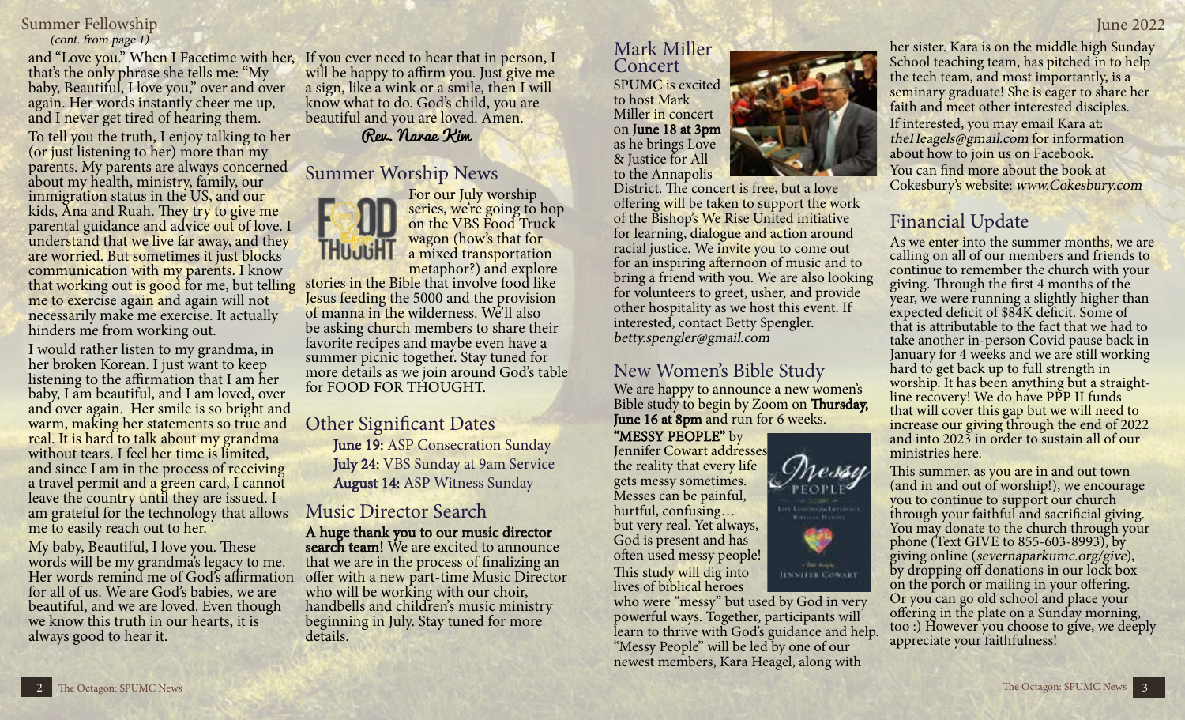## Summer Fellowship

*(cont. from page 1)*

and "Love you." When I Facetime with her, that's the only phrase she tells me: "My baby, Beautiful, I love you," over and over again. Her words instantly cheer me up, and I never get tired of hearing them.

To tell you the truth, I enjoy talking to her (or just listening to her) more than my parents. My parents are always concerned about my health, ministry, family, our immigration status in the US, and our kids, Ana and Ruah. They try to give me parental guidance and advice out of love. I understand that we live far away, and they are worried. But sometimes it just blocks communication with my parents. I know that working out is good for me, but telling me to exercise again and again will not necessarily make me exercise. It actually hinders me from working out.

I would rather listen to my grandma, in her broken Korean. I just want to keep listening to the affirmation that I am her baby, I am beautiful, and I am loved, over and over again. Her smile is so bright and warm, making her statements so true and real. It is hard to talk about my grandma without tears. I feel her time is limited, and since I am in the process of receiving a travel permit and a green card, I cannot leave the country until they are issued. I am grateful for the technology that allows me to easily reach out to her.

My baby, Beautiful, I love you. These words will be my grandma's legacy to me. Her words remind me of God's affirmation for all of us. We are God's babies, we are beautiful, and we are loved. Even though we know this truth in our hearts, it is always good to hear it.

If you ever need to hear that in person, I will be happy to affirm you. Just give me a sign, like a wink or a smile, then I will know what to do. God's child, you are beautiful and you are loved. Amen.

*Rev. Narae Kim*

## Summer Worship News

For our July worship series, we're going to hop on the VBS Food Truck wagon (how's that for a mixed transportation metaphor?) and explore stories in the Bible that involve food like Jesus feeding the 5000 and the provision of manna in the wilderness. We'll also be asking church members to share their favorite recipes and maybe even have a summer picnic together. Stay tuned for more details as we join around God's table for FOOD FOR THOUGHT.

## Other Significant Dates

**June 19:** ASP Consecration Sunday
**July 24:** VBS Sunday at 9am Service
**August 14:** ASP Witness Sunday

## Music Director Search

**A huge thank you to our music director search team!** We are excited to announce that we are in the process of finalizing an offer with a new part-time Music Director who will be working with our choir, handbells and children's music ministry beginning in July. Stay tuned for more details.

## Mark Miller Concert

SPUMC is excited to host Mark Miller in concert on **June 18 at 3pm** as he brings Love & Justice for All to the Annapolis District. The concert is free, but a love offering will be taken to support the work of the Bishop's We Rise United initiative for learning, dialogue and action around racial justice. We invite you to come out for an inspiring afternoon of music and to bring a friend with you. We are also looking for volunteers to greet, usher, and provide other hospitality as we host this event. If interested, contact Betty Spengler. *betty.spengler@gmail.com*

## New Women's Bible Study

We are happy to announce a new women's Bible study to begin by Zoom on **Thursday, June 16 at 8pm** and run for 6 weeks.

**"MESSY PEOPLE"** by Jennifer Cowart addresses the reality that every life gets messy sometimes. Messes can be painful, hurtful, confusing… but very real. Yet always, God is present and has often used messy people! This study will dig into lives of biblical heroes who were "messy" but used by God in very powerful ways. Together, participants will learn to thrive with God's guidance and help. "Messy People" will be led by one of our newest members, Kara Heagel, along with her sister. Kara is on the middle high Sunday School teaching team, has pitched in to help the tech team, and most importantly, is a seminary graduate! She is eager to share her faith and meet other interested disciples.

If interested, you may email Kara at: *theHeagels@gmail.com* for information about how to join us on Facebook.

You can find more about the book at Cokesbury's website: *www.Cokesbury.com*

## Financial Update

As we enter into the summer months, we are calling on all of our members and friends to continue to remember the church with your giving. Through the first 4 months of the year, we were running a slightly higher than expected deficit of $84K deficit. Some of that is attributable to the fact that we had to take another in-person Covid pause back in January for 4 weeks and we are still working hard to get back up to full strength in worship. It has been anything but a straight-line recovery! We do have PPP II funds that will cover this gap but we will need to increase our giving through the end of 2022 and into 2023 in order to sustain all of our ministries here.

This summer, as you are in and out town (and in and out of worship!), we encourage you to continue to support our church through your faithful and sacrificial giving. You may donate to the church through your phone (Text GIVE to 855-603-8993), by giving online (*severnaparkumc.org/give*), by dropping off donations in our lock box on the porch or mailing in your offering. Or you can go old school and place your offering in the plate on a Sunday morning, too :) However you choose to give, we deeply appreciate your faithfulness!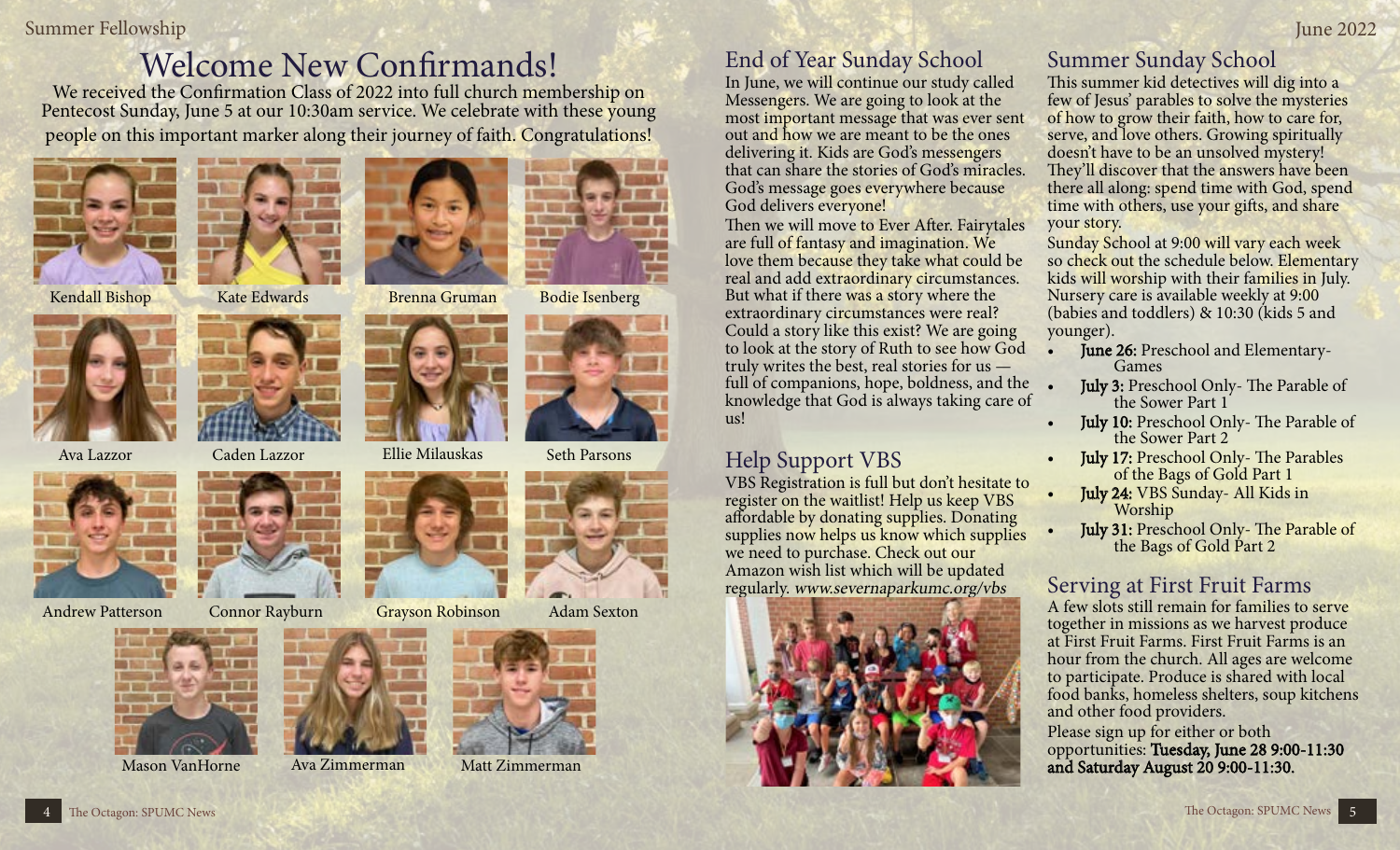# Welcome New Confirmands!

We received the Confirmation Class of 2022 into full church membership on Pentecost Sunday, June 5 at our 10:30am service. We celebrate with these young people on this important marker along their journey of faith. Congratulations!

Kendall Bishop

Kate Edwards

Brenna Gruman

Bodie Isenberg

Ava Lazzor

Caden Lazzor

Ellie Milauskas

Seth Parsons

Andrew Patterson

Connor Rayburn

Grayson Robinson

Adam Sexton

Mason VanHorne

Ava Zimmerman

Matt Zimmerman

## End of Year Sunday School

In June, we will continue our study called Messengers. We are going to look at the most important message that was ever sent out and how we are meant to be the ones delivering it. Kids are God's messengers that can share the stories of God's miracles. God's message goes everywhere because God delivers everyone!

Then we will move to Ever After. Fairytales are full of fantasy and imagination. We love them because they take what could be real and add extraordinary circumstances. But what if there was a story where the extraordinary circumstances were real? Could a story like this exist? We are going to look at the story of Ruth to see how God truly writes the best, real stories for us — full of companions, hope, boldness, and the knowledge that God is always taking care of us!

## Help Support VBS

VBS Registration is full but don't hesitate to register on the waitlist! Help us keep VBS affordable by donating supplies. Donating supplies now helps us know which supplies we need to purchase. Check out our Amazon wish list which will be updated regularly. *www.severnaparkumc.org/vbs*

## Summer Sunday School

This summer kid detectives will dig into a few of Jesus' parables to solve the mysteries of how to grow their faith, how to care for, serve, and love others. Growing spiritually doesn't have to be an unsolved mystery! They'll discover that the answers have been there all along: spend time with God, spend time with others, use your gifts, and share your story.

Sunday School at 9:00 will vary each week so check out the schedule below. Elementary kids will worship with their families in July. Nursery care is available weekly at 9:00 (babies and toddlers) & 10:30 (kids 5 and younger).

- **June 26:** Preschool and Elementary- Games
- **July 3:** Preschool Only- The Parable of the Sower Part 1
- **July 10:** Preschool Only- The Parable of the Sower Part 2
- **July 17:** Preschool Only- The Parables of the Bags of Gold Part 1
- **July 24:** VBS Sunday- All Kids in Worship
- **July 31:** Preschool Only- The Parable of the Bags of Gold Part 2

## Serving at First Fruit Farms

A few slots still remain for families to serve together in missions as we harvest produce at First Fruit Farms. First Fruit Farms is an hour from the church. All ages are welcome to participate. Produce is shared with local food banks, homeless shelters, soup kitchens and other food providers.

Please sign up for either or both opportunities: **Tuesday, June 28 9:00-11:30 and Saturday August 20 9:00-11:30.**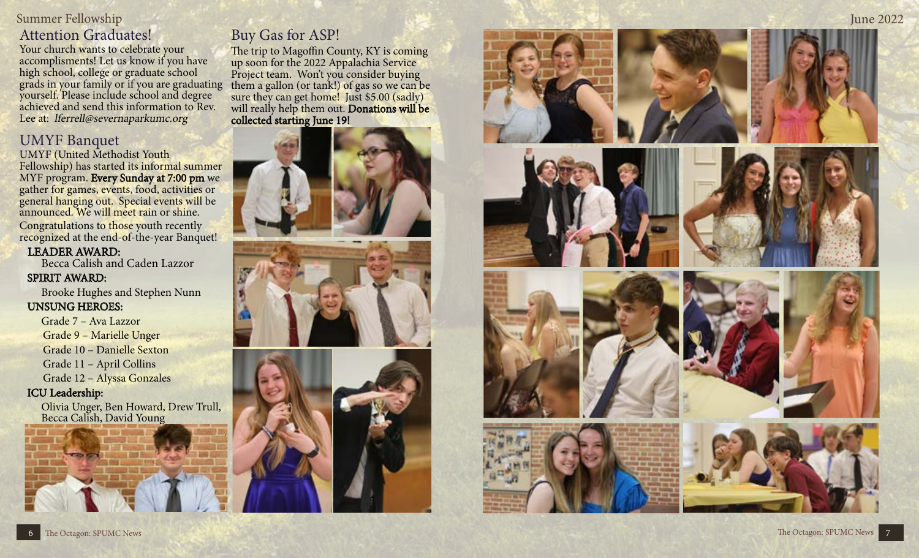## Attention Graduates!

Your church wants to celebrate your accomplishments! Let us know if you have high school, college or graduate school grads in your family or if you are graduating yourself. Please include school and degree achieved and send this information to Rev. Lee at: *lferrell@severnaparkumc.org*

## UMYF Banquet

UMYF (United Methodist Youth Fellowship) has started its informal summer MYF program. **Every Sunday at 7:00 pm** we gather for games, events, food, activities or general hanging out. Special events will be announced. We will meet rain or shine.

Congratulations to those youth recently recognized at the end-of-the-year Banquet!

**LEADER AWARD:**
Becca Calish and Caden Lazzor

**SPIRIT AWARD:**
Brooke Hughes and Stephen Nunn

**UNSUNG HEROES:**
Grade 7 – Ava Lazzor
Grade 9 – Marielle Unger
Grade 10 – Danielle Sexton
Grade 11 – April Collins
Grade 12 – Alyssa Gonzales

**ICU Leadership:**
Olivia Unger, Ben Howard, Drew Trull, Becca Calish, David Young

## Buy Gas for ASP!

The trip to Magoffin County, KY is coming up soon for the 2022 Appalachia Service Project team. Won't you consider buying them a gallon (or tank!) of gas so we can be sure they can get home! Just $5.00 (sadly) will really help them out. **Donations will be collected starting June 19!**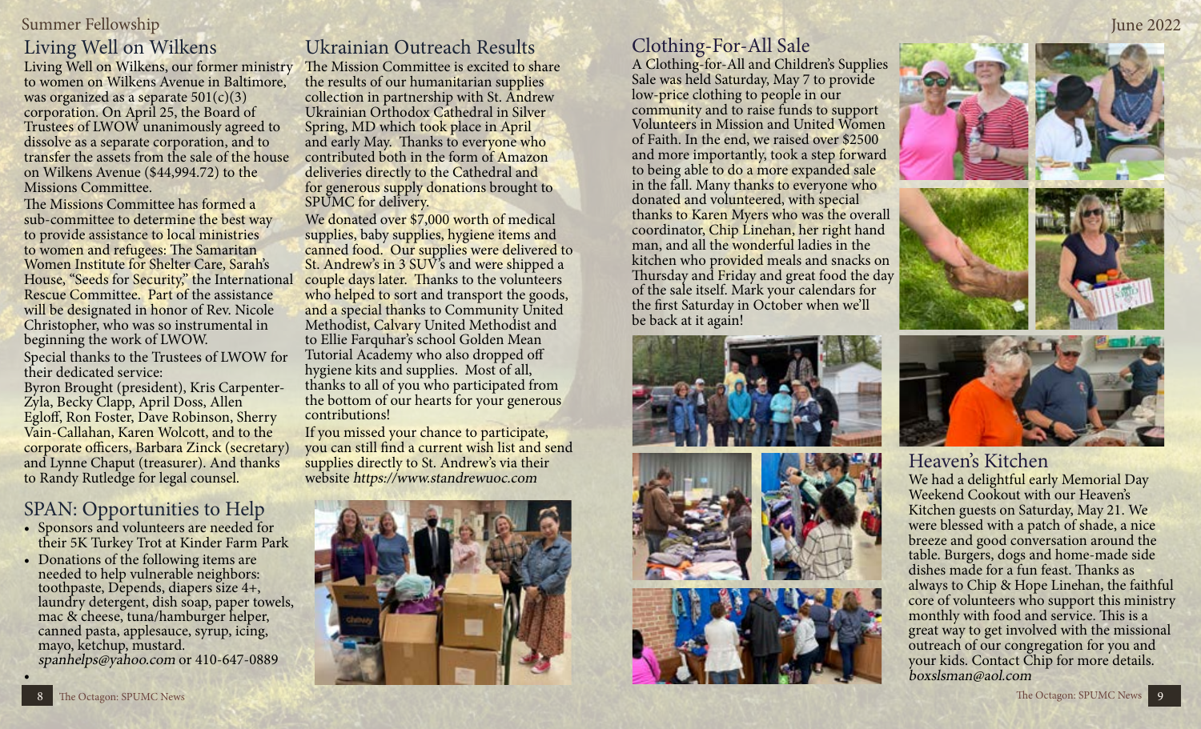## Living Well on Wilkens

Living Well on Wilkens, our former ministry to women on Wilkens Avenue in Baltimore, was organized as a separate 501(c)(3) corporation. On April 25, the Board of Trustees of LWOW unanimously agreed to dissolve as a separate corporation, and to transfer the assets from the sale of the house on Wilkens Avenue ($44,994.72) to the Missions Committee.

The Missions Committee has formed a sub-committee to determine the best way to provide assistance to local ministries to women and refugees: The Samaritan Women Institute for Shelter Care, Sarah's House, "Seeds for Security," the International Rescue Committee. Part of the assistance will be designated in honor of Rev. Nicole Christopher, who was so instrumental in beginning the work of LWOW.

Special thanks to the Trustees of LWOW for their dedicated service:
Byron Brought (president), Kris Carpenter-Zyla, Becky Clapp, April Doss, Allen Egloff, Ron Foster, Dave Robinson, Sherry Vain-Callahan, Karen Wolcott, and to the corporate officers, Barbara Zinck (secretary) and Lynne Chaput (treasurer). And thanks to Randy Rutledge for legal counsel.

## SPAN: Opportunities to Help

- Sponsors and volunteers are needed for their 5K Turkey Trot at Kinder Farm Park
- Donations of the following items are needed to help vulnerable neighbors: toothpaste, Depends, diapers size 4+, laundry detergent, dish soap, paper towels, mac & cheese, tuna/hamburger helper, canned pasta, applesauce, syrup, icing, mayo, ketchup, mustard.
  *spanhelps@yahoo.com* or 410-647-0889

## Ukrainian Outreach Results

The Mission Committee is excited to share the results of our humanitarian supplies collection in partnership with St. Andrew Ukrainian Orthodox Cathedral in Silver Spring, MD which took place in April and early May. Thanks to everyone who contributed both in the form of Amazon deliveries directly to the Cathedral and for generous supply donations brought to SPUMC for delivery.

We donated over $7,000 worth of medical supplies, baby supplies, hygiene items and canned food. Our supplies were delivered to St. Andrew's in 3 SUV's and were shipped a couple days later. Thanks to the volunteers who helped to sort and transport the goods, and a special thanks to Community United Methodist, Calvary United Methodist and to Ellie Farquhar's school Golden Mean Tutorial Academy who also dropped off hygiene kits and supplies. Most of all, thanks to all of you who participated from the bottom of our hearts for your generous contributions!

If you missed your chance to participate, you can still find a current wish list and send supplies directly to St. Andrew's via their website *https://www.standrewuoc.com*

## Clothing-For-All Sale

A Clothing-for-All and Children's Supplies Sale was held Saturday, May 7 to provide low-price clothing to people in our community and to raise funds to support Volunteers in Mission and United Women of Faith. In the end, we raised over $2500 and more importantly, took a step forward to being able to do a more expanded sale in the fall. Many thanks to everyone who donated and volunteered, with special thanks to Karen Myers who was the overall coordinator, Chip Linehan, her right hand man, and all the wonderful ladies in the kitchen who provided meals and snacks on Thursday and Friday and great food the day of the sale itself. Mark your calendars for the first Saturday in October when we'll be back at it again!

## Heaven's Kitchen

We had a delightful early Memorial Day Weekend Cookout with our Heaven's Kitchen guests on Saturday, May 21. We were blessed with a patch of shade, a nice breeze and good conversation around the table. Burgers, dogs and home-made side dishes made for a fun feast. Thanks as always to Chip & Hope Linehan, the faithful core of volunteers who support this ministry monthly with food and service. This is a great way to get involved with the missional outreach of our congregation for you and your kids. Contact Chip for more details.
*boxslsman@aol.com*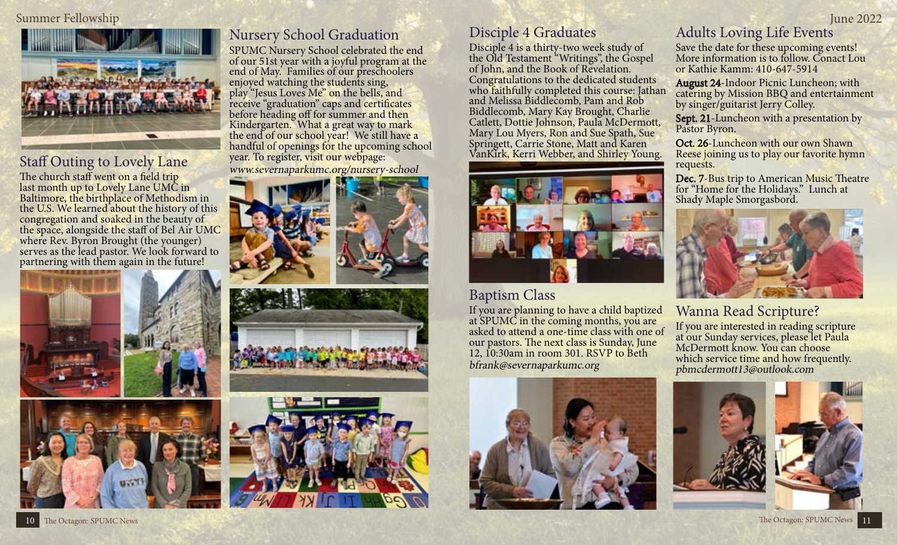## Staff Outing to Lovely Lane

The church staff went on a field trip last month up to Lovely Lane UMC in Baltimore, the birthplace of Methodism in the U.S. We learned about the history of this congregation and soaked in the beauty of the space, alongside the staff of Bel Air UMC where Rev. Byron Brought (the younger) serves as the lead pastor. We look forward to partnering with them again in the future!

## Nursery School Graduation

SPUMC Nursery School celebrated the end of our 51st year with a joyful program at the end of May. Families of our preschoolers enjoyed watching the students sing, play "Jesus Loves Me" on the bells, and receive "graduation" caps and certificates before heading off for summer and then Kindergarten. What a great way to mark the end of our school year! We still have a handful of openings for the upcoming school year. To register, visit our webpage:
*www.severnaparkumc.org/nursery-school*

## Disciple 4 Graduates

Disciple 4 is a thirty-two week study of the Old Testament "Writings", the Gospel of John, and the Book of Revelation. Congratulations to the dedicated students who faithfully completed this course: Jathan and Melissa Biddlecomb, Pam and Rob Biddlecomb, Mary Kay Brought, Charlie Catlett, Dottie Johnson, Paula McDermott, Mary Lou Myers, Ron and Sue Spath, Sue Springett, Carrie Stone, Matt and Karen VanKirk, Kerri Webber, and Shirley Young.

## Baptism Class

If you are planning to have a child baptized at SPUMC in the coming months, you are asked to attend a one-time class with one of our pastors. The next class is Sunday, June 12, 10:30am in room 301. RSVP to Beth
*bfrank@severnaparkumc.org*

## Adults Loving Life Events

Save the date for these upcoming events! More information is to follow. Conact Lou or Kathie Kamm: 410-647-5914

**August 24**-Indoor Picnic Luncheon; with catering by Mission BBQ and entertainment by singer/guitarist Jerry Colley.

**Sept. 21**-Luncheon with a presentation by Pastor Byron.

**Oct. 26**-Luncheon with our own Shawn Reese joining us to play our favorite hymn requests.

**Dec. 7**-Bus trip to American Music Theatre for "Home for the Holidays." Lunch at Shady Maple Smorgasbord.

## Wanna Read Scripture?

If you are interested in reading scripture at our Sunday services, please let Paula McDermott know. You can choose which service time and how frequently.
*pbmcdermott13@outlook.com*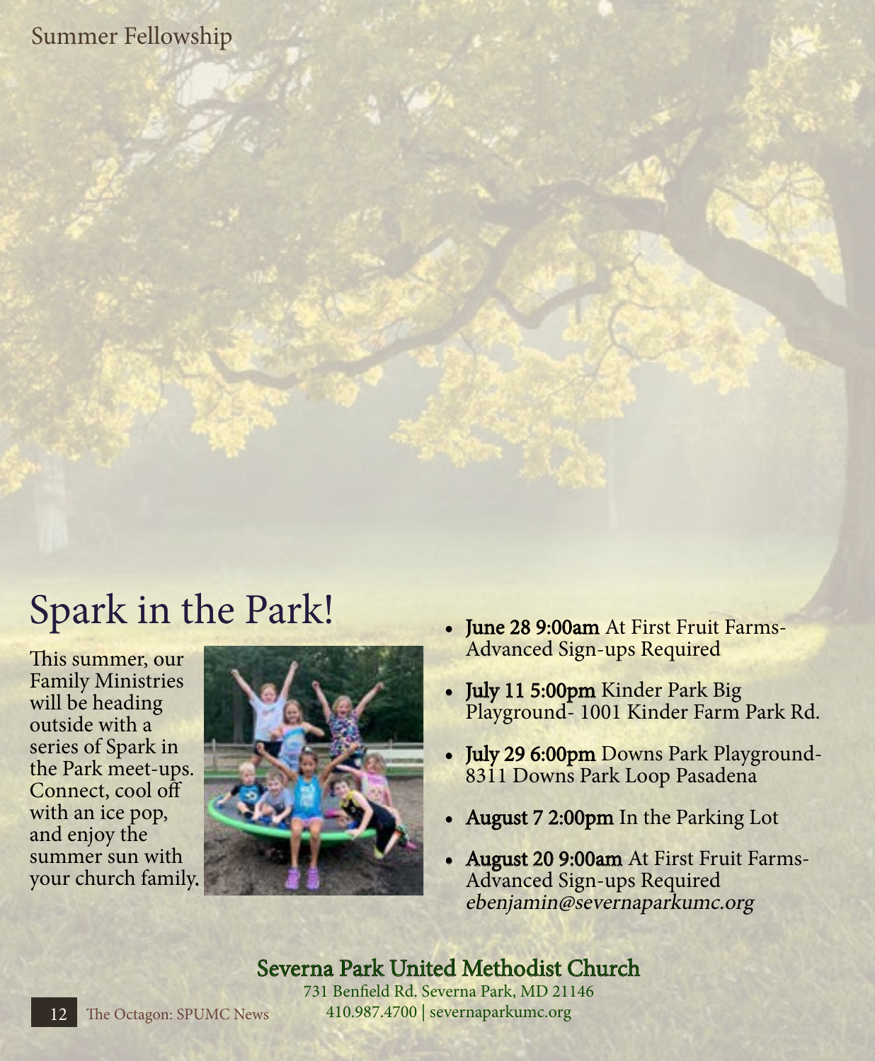Summer Fellowship

# Spark in the Park!

This summer, our Family Ministries will be heading outside with a series of Spark in the Park meet-ups. Connect, cool off with an ice pop, and enjoy the summer sun with your church family.

- **June 28 9:00am** At First Fruit Farms- Advanced Sign-ups Required
- **July 11 5:00pm** Kinder Park Big Playground- 1001 Kinder Farm Park Rd.
- **July 29 6:00pm** Downs Park Playground- 8311 Downs Park Loop Pasadena
- **August 7 2:00pm** In the Parking Lot
- **August 20 9:00am** At First Fruit Farms- Advanced Sign-ups Required *ebenjamin@severnaparkumc.org*

**Severna Park United Methodist Church**
731 Benfield Rd. Severna Park, MD 21146
410.987.4700 | severnaparkumc.org